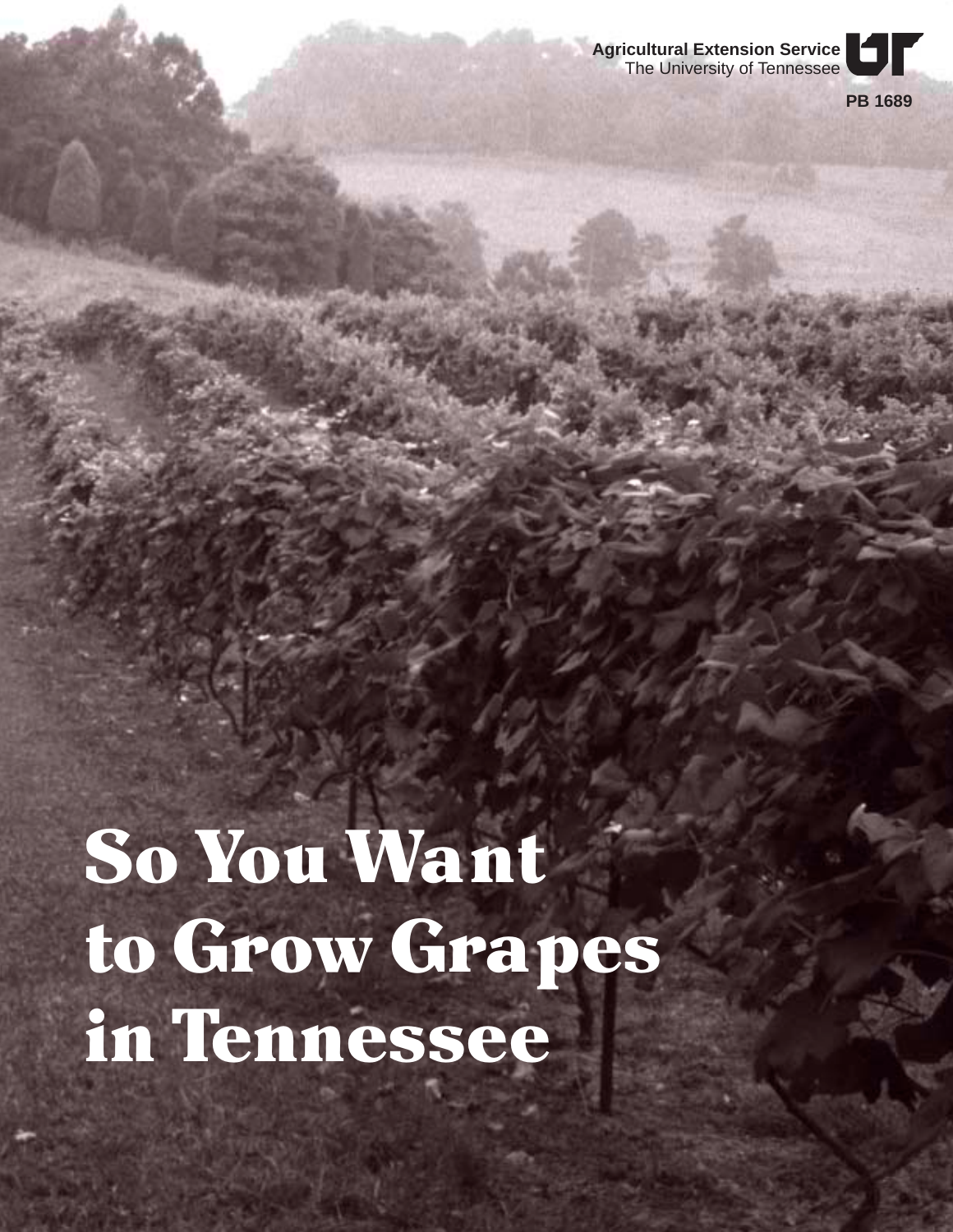Agricultural Extension Service
The University of Tennessee

PB 1689

# So You Want to Grow Grapes in Tennessee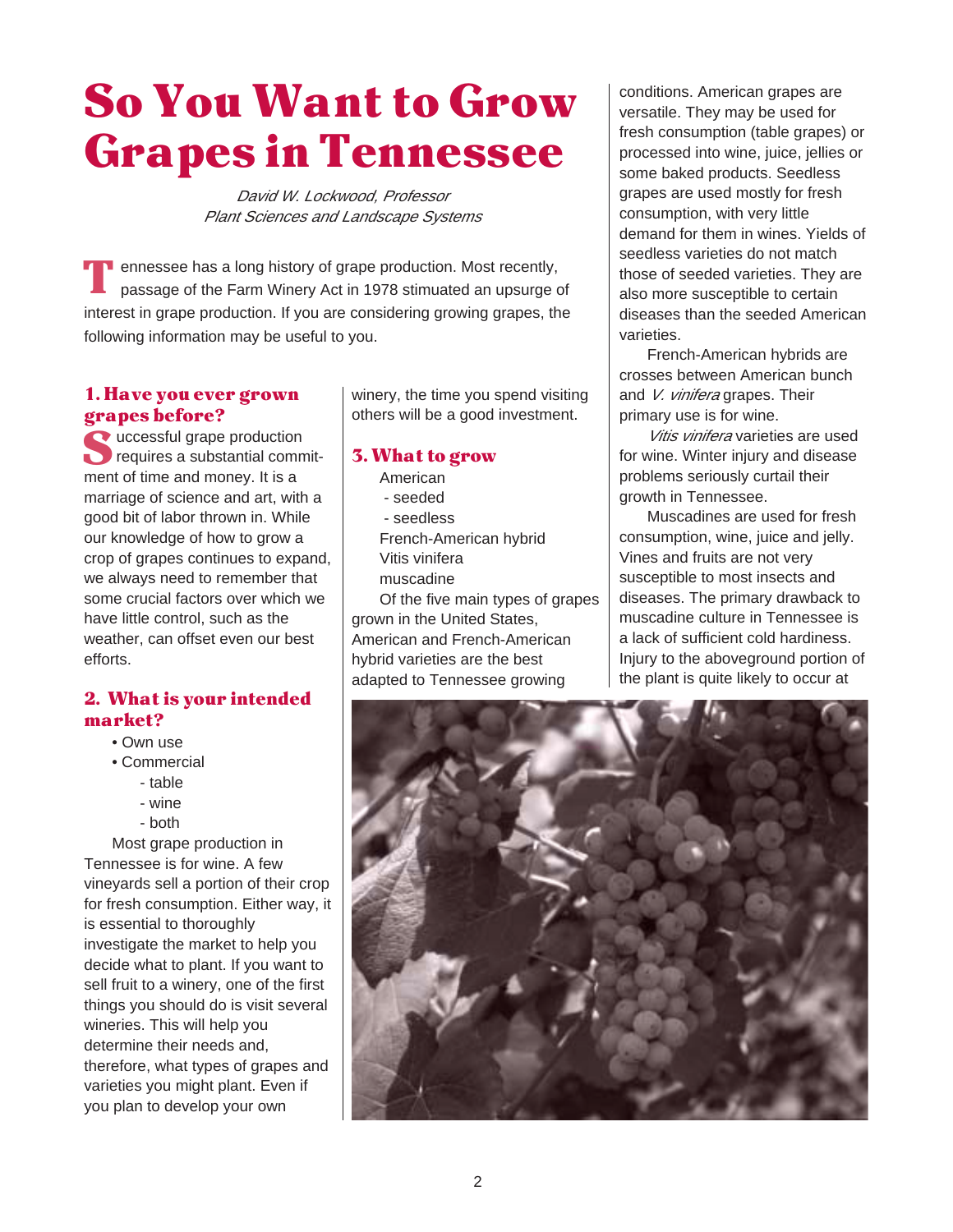# So You Want to Grow Grapes in Tennessee

*David W. Lockwood, Professor*
*Plant Sciences and Landscape Systems*

Tennessee has a long history of grape production. Most recently, passage of the Farm Winery Act in 1978 stimulated an upsurge of interest in grape production. If you are considering growing grapes, the following information may be useful to you.

### 1. Have you ever grown grapes before?

Successful grape production requires a substantial commitment of time and money. It is a marriage of science and art, with a good bit of labor thrown in. While our knowledge of how to grow a crop of grapes continues to expand, we always need to remember that some crucial factors over which we have little control, such as the weather, can offset even our best efforts.

### 2. What is your intended market?

- Own use
- Commercial
  - table
  - wine
  - both

Most grape production in Tennessee is for wine. A few vineyards sell a portion of their crop for fresh consumption. Either way, it is essential to thoroughly investigate the market to help you decide what to plant. If you want to sell fruit to a winery, one of the first things you should do is visit several wineries. This will help you determine their needs and, therefore, what types of grapes and varieties you might plant. Even if you plan to develop your own winery, the time you spend visiting others will be a good investment.

### 3. What to grow

- American
  - seeded
  - seedless
- French-American hybrid
- Vitis vinifera
- muscadine

Of the five main types of grapes grown in the United States, American and French-American hybrid varieties are the best adapted to Tennessee growing conditions. American grapes are versatile. They may be used for fresh consumption (table grapes) or processed into wine, juice, jellies or some baked products. Seedless grapes are used mostly for fresh consumption, with very little demand for them in wines. Yields of seedless varieties do not match those of seeded varieties. They are also more susceptible to certain diseases than the seeded American varieties.

French-American hybrids are crosses between American bunch and *V. vinifera* grapes. Their primary use is for wine.

*Vitis vinifera* varieties are used for wine. Winter injury and disease problems seriously curtail their growth in Tennessee.

Muscadines are used for fresh consumption, wine, juice and jelly. Vines and fruits are not very susceptible to most insects and diseases. The primary drawback to muscadine culture in Tennessee is a lack of sufficient cold hardiness. Injury to the aboveground portion of the plant is quite likely to occur at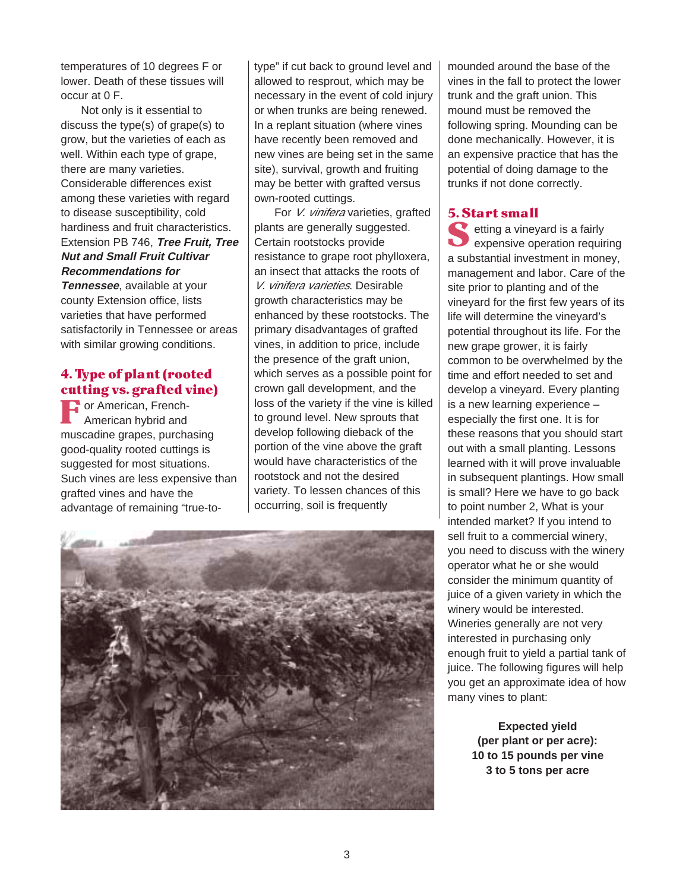temperatures of 10 degrees F or lower. Death of these tissues will occur at 0 F.

Not only is it essential to discuss the type(s) of grape(s) to grow, but the varieties of each as well. Within each type of grape, there are many varieties. Considerable differences exist among these varieties with regard to disease susceptibility, cold hardiness and fruit characteristics. Extension PB 746, ***Tree Fruit, Tree Nut and Small Fruit Cultivar Recommendations for Tennessee***, available at your county Extension office, lists varieties that have performed satisfactorily in Tennessee or areas with similar growing conditions.

## 4. Type of plant (rooted cutting vs. grafted vine)

For American, French-American hybrid and muscadine grapes, purchasing good-quality rooted cuttings is suggested for most situations. Such vines are less expensive than grafted vines and have the advantage of remaining "true-to-type" if cut back to ground level and allowed to resprout, which may be necessary in the event of cold injury or when trunks are being renewed. In a replant situation (where vines have recently been removed and new vines are being set in the same site), survival, growth and fruiting may be better with grafted versus own-rooted cuttings.

For *V. vinifera* varieties, grafted plants are generally suggested. Certain rootstocks provide resistance to grape root phylloxera, an insect that attacks the roots of *V. vinifera varieties*. Desirable growth characteristics may be enhanced by these rootstocks. The primary disadvantages of grafted vines, in addition to price, include the presence of the graft union, which serves as a possible point for crown gall development, and the loss of the variety if the vine is killed to ground level. New sprouts that develop following dieback of the portion of the vine above the graft would have characteristics of the rootstock and not the desired variety. To lessen chances of this occurring, soil is frequently mounded around the base of the vines in the fall to protect the lower trunk and the graft union. This mound must be removed the following spring. Mounding can be done mechanically. However, it is an expensive practice that has the potential of doing damage to the trunks if not done correctly.

## 5. Start small

Setting a vineyard is a fairly expensive operation requiring a substantial investment in money, management and labor. Care of the site prior to planting and of the vineyard for the first few years of its life will determine the vineyard's potential throughout its life. For the new grape grower, it is fairly common to be overwhelmed by the time and effort needed to set and develop a vineyard. Every planting is a new learning experience – especially the first one. It is for these reasons that you should start out with a small planting. Lessons learned with it will prove invaluable in subsequent plantings. How small is small? Here we have to go back to point number 2, What is your intended market? If you intend to sell fruit to a commercial winery, you need to discuss with the winery operator what he or she would consider the minimum quantity of juice of a given variety in which the winery would be interested. Wineries generally are not very interested in purchasing only enough fruit to yield a partial tank of juice. The following figures will help you get an approximate idea of how many vines to plant:

**Expected yield**
**(per plant or per acre):**
**10 to 15 pounds per vine**
**3 to 5 tons per acre**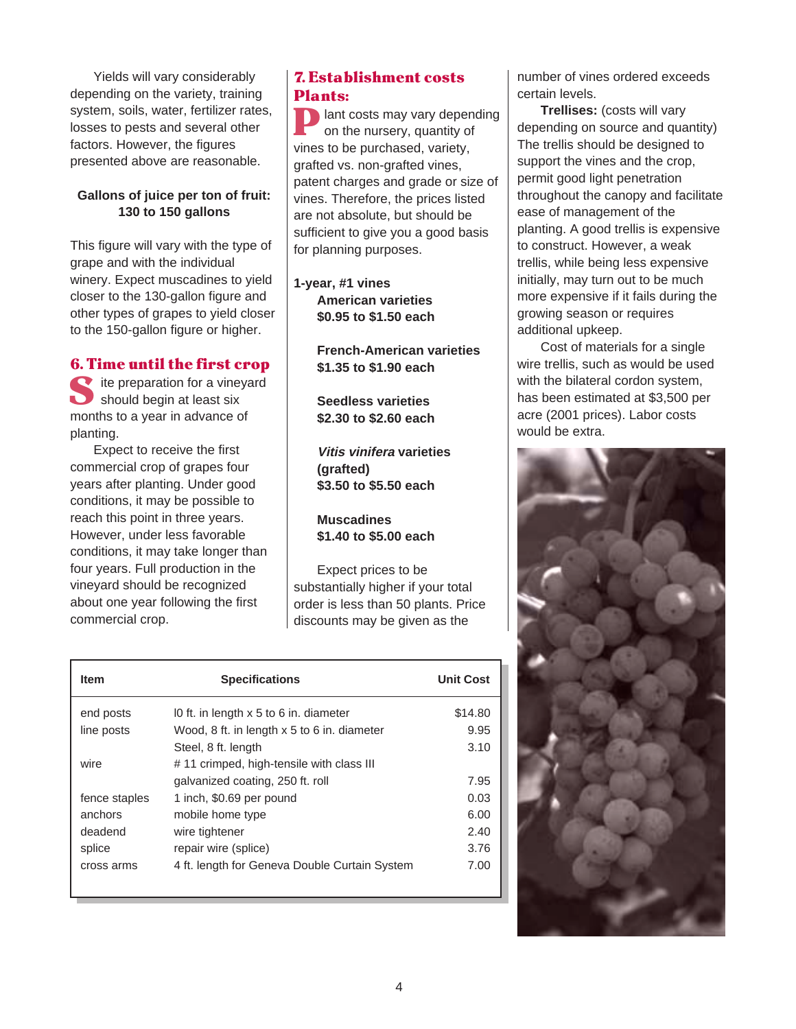Yields will vary considerably depending on the variety, training system, soils, water, fertilizer rates, losses to pests and several other factors. However, the figures presented above are reasonable.

**Gallons of juice per ton of fruit: 130 to 150 gallons**

This figure will vary with the type of grape and with the individual winery. Expect muscadines to yield closer to the 130-gallon figure and other types of grapes to yield closer to the 150-gallon figure or higher.

## 6. Time until the first crop

Site preparation for a vineyard should begin at least six months to a year in advance of planting.

Expect to receive the first commercial crop of grapes four years after planting. Under good conditions, it may be possible to reach this point in three years. However, under less favorable conditions, it may take longer than four years. Full production in the vineyard should be recognized about one year following the first commercial crop.

## 7. Establishment costs

### Plants:

Plant costs may vary depending on the nursery, quantity of vines to be purchased, variety, grafted vs. non-grafted vines, patent charges and grade or size of vines. Therefore, the prices listed are not absolute, but should be sufficient to give you a good basis for planning purposes.

**1-year, #1 vines**

**American varieties**
**$0.95 to $1.50 each**

**French-American varieties**
**$1.35 to $1.90 each**

**Seedless varieties**
**$2.30 to $2.60 each**

***Vitis vinifera* varieties (grafted)**
**$3.50 to $5.50 each**

**Muscadines**
**$1.40 to $5.00 each**

Expect prices to be substantially higher if your total order is less than 50 plants. Price discounts may be given as the number of vines ordered exceeds certain levels.

**Trellises:** (costs will vary depending on source and quantity) The trellis should be designed to support the vines and the crop, permit good light penetration throughout the canopy and facilitate ease of management of the planting. A good trellis is expensive to construct. However, a weak trellis, while being less expensive initially, may turn out to be much more expensive if it fails during the growing season or requires additional upkeep.

Cost of materials for a single wire trellis, such as would be used with the bilateral cordon system, has been estimated at $3,500 per acre (2001 prices). Labor costs would be extra.

| Item | Specifications | Unit Cost |
|---|---|---|
| end posts | l0 ft. in length x 5 to 6 in. diameter | $14.80 |
| line posts | Wood, 8 ft. in length x 5 to 6 in. diameter | 9.95 |
| | Steel, 8 ft. length | 3.10 |
| wire | # 11 crimped, high-tensile with class III galvanized coating, 250 ft. roll | 7.95 |
| fence staples | 1 inch, $0.69 per pound | 0.03 |
| anchors | mobile home type | 6.00 |
| deadend | wire tightener | 2.40 |
| splice | repair wire (splice) | 3.76 |
| cross arms | 4 ft. length for Geneva Double Curtain System | 7.00 |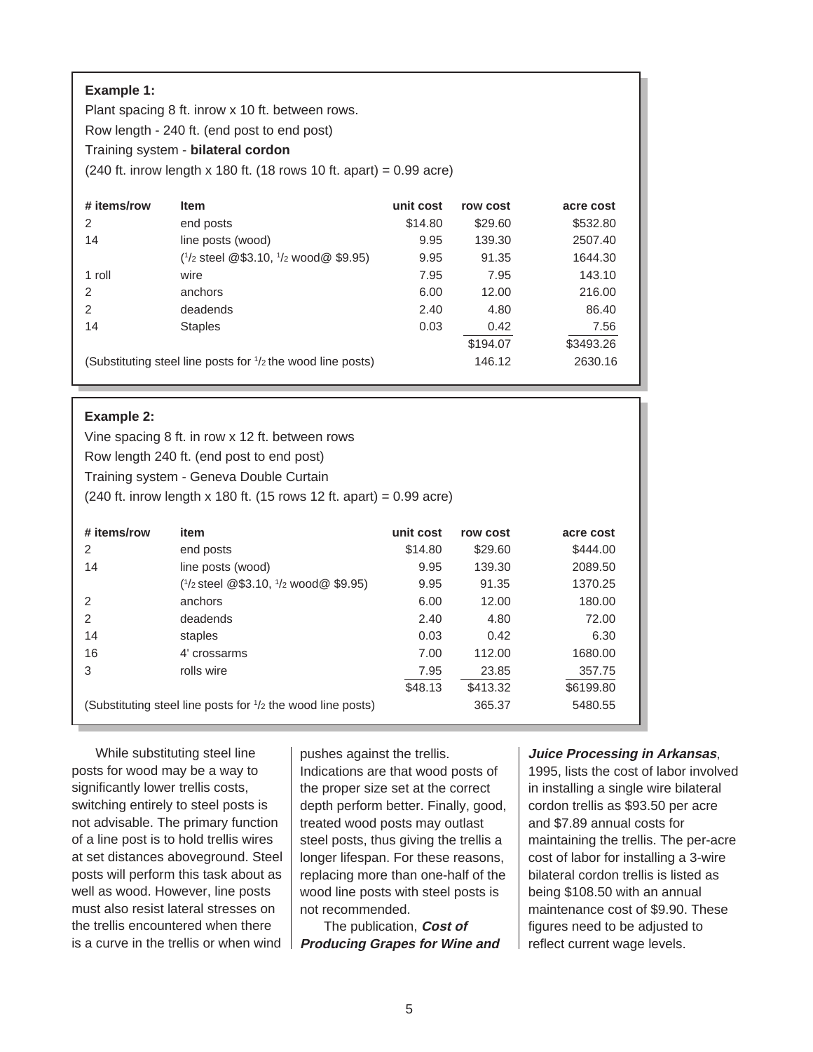**Example 1:**

Plant spacing 8 ft. inrow x 10 ft. between rows.

Row length - 240 ft. (end post to end post)

Training system - **bilateral cordon**

(240 ft. inrow length x 180 ft. (18 rows 10 ft. apart) = 0.99 acre)

| # items/row | Item | unit cost | row cost | acre cost |
|---|---|---|---|---|
| 2 | end posts | $14.80 | $29.60 | $532.80 |
| 14 | line posts (wood) | 9.95 | 139.30 | 2507.40 |
| | (1/2 steel @$3.10, 1/2 wood@ $9.95) | 9.95 | 91.35 | 1644.30 |
| 1 roll | wire | 7.95 | 7.95 | 143.10 |
| 2 | anchors | 6.00 | 12.00 | 216.00 |
| 2 | deadends | 2.40 | 4.80 | 86.40 |
| 14 | Staples | 0.03 | 0.42 | 7.56 |
| | | | $194.07 | $3493.26 |
| (Substituting steel line posts for 1/2 the wood line posts) | | | 146.12 | 2630.16 |

**Example 2:**

Vine spacing 8 ft. in row x 12 ft. between rows

Row length 240 ft. (end post to end post)

Training system - Geneva Double Curtain

(240 ft. inrow length x 180 ft. (15 rows 12 ft. apart) = 0.99 acre)

| # items/row | item | unit cost | row cost | acre cost |
|---|---|---|---|---|
| 2 | end posts | $14.80 | $29.60 | $444.00 |
| 14 | line posts (wood) | 9.95 | 139.30 | 2089.50 |
| | (1/2 steel @$3.10, 1/2 wood@ $9.95) | 9.95 | 91.35 | 1370.25 |
| 2 | anchors | 6.00 | 12.00 | 180.00 |
| 2 | deadends | 2.40 | 4.80 | 72.00 |
| 14 | staples | 0.03 | 0.42 | 6.30 |
| 16 | 4' crossarms | 7.00 | 112.00 | 1680.00 |
| 3 | rolls wire | 7.95 | 23.85 | 357.75 |
| | | $48.13 | $413.32 | $6199.80 |
| (Substituting steel line posts for 1/2 the wood line posts) | | | 365.37 | 5480.55 |

While substituting steel line posts for wood may be a way to significantly lower trellis costs, switching entirely to steel posts is not advisable. The primary function of a line post is to hold trellis wires at set distances aboveground. Steel posts will perform this task about as well as wood. However, line posts must also resist lateral stresses on the trellis encountered when there is a curve in the trellis or when wind pushes against the trellis. Indications are that wood posts of the proper size set at the correct depth perform better. Finally, good, treated wood posts may outlast steel posts, thus giving the trellis a longer lifespan. For these reasons, replacing more than one-half of the wood line posts with steel posts is not recommended.

The publication, ***Cost of Producing Grapes for Wine and Juice Processing in Arkansas***, 1995, lists the cost of labor involved in installing a single wire bilateral cordon trellis as $93.50 per acre and $7.89 annual costs for maintaining the trellis. The per-acre cost of labor for installing a 3-wire bilateral cordon trellis is listed as being $108.50 with an annual maintenance cost of $9.90. These figures need to be adjusted to reflect current wage levels.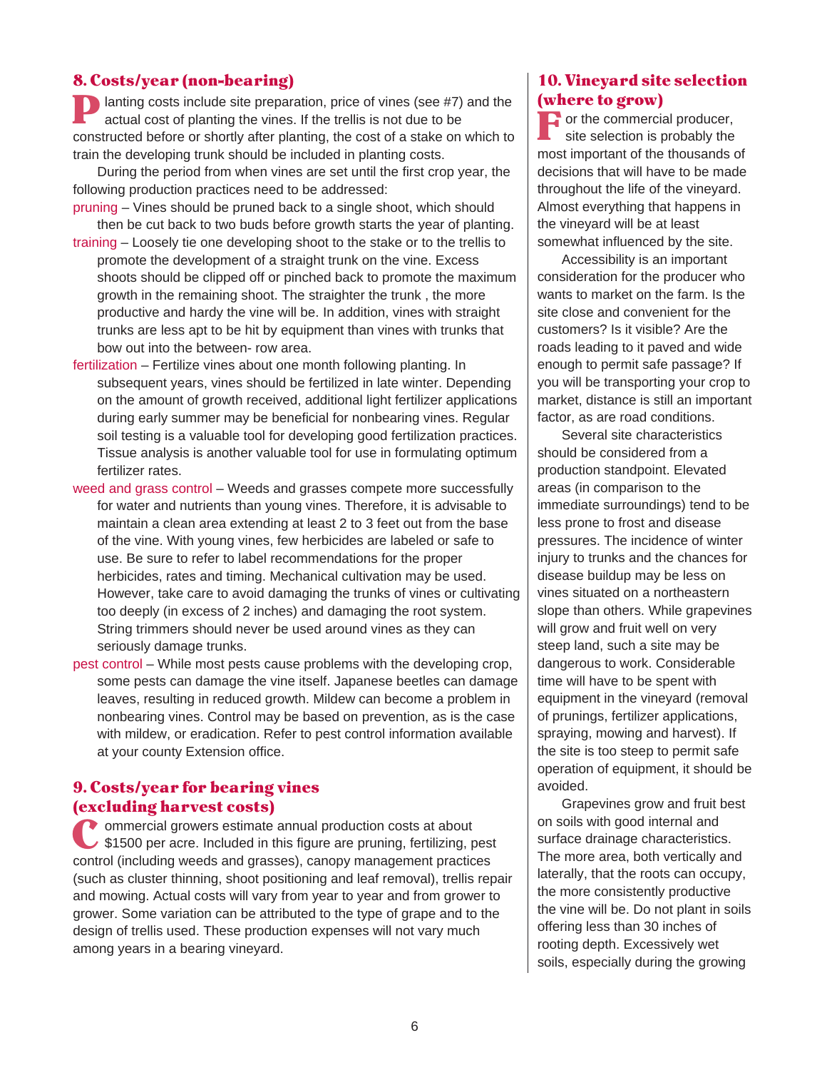## 8. Costs/year (non-bearing)

Planting costs include site preparation, price of vines (see #7) and the actual cost of planting the vines. If the trellis is not due to be constructed before or shortly after planting, the cost of a stake on which to train the developing trunk should be included in planting costs.

During the period from when vines are set until the first crop year, the following production practices need to be addressed:

pruning – Vines should be pruned back to a single shoot, which should then be cut back to two buds before growth starts the year of planting.

training – Loosely tie one developing shoot to the stake or to the trellis to promote the development of a straight trunk on the vine. Excess shoots should be clipped off or pinched back to promote the maximum growth in the remaining shoot. The straighter the trunk , the more productive and hardy the vine will be. In addition, vines with straight trunks are less apt to be hit by equipment than vines with trunks that bow out into the between- row area.

fertilization – Fertilize vines about one month following planting. In subsequent years, vines should be fertilized in late winter. Depending on the amount of growth received, additional light fertilizer applications during early summer may be beneficial for nonbearing vines. Regular soil testing is a valuable tool for developing good fertilization practices. Tissue analysis is another valuable tool for use in formulating optimum fertilizer rates.

weed and grass control – Weeds and grasses compete more successfully for water and nutrients than young vines. Therefore, it is advisable to maintain a clean area extending at least 2 to 3 feet out from the base of the vine. With young vines, few herbicides are labeled or safe to use. Be sure to refer to label recommendations for the proper herbicides, rates and timing. Mechanical cultivation may be used. However, take care to avoid damaging the trunks of vines or cultivating too deeply (in excess of 2 inches) and damaging the root system. String trimmers should never be used around vines as they can seriously damage trunks.

pest control – While most pests cause problems with the developing crop, some pests can damage the vine itself. Japanese beetles can damage leaves, resulting in reduced growth. Mildew can become a problem in nonbearing vines. Control may be based on prevention, as is the case with mildew, or eradication. Refer to pest control information available at your county Extension office.

## 9. Costs/year for bearing vines (excluding harvest costs)

Commercial growers estimate annual production costs at about $1500 per acre. Included in this figure are pruning, fertilizing, pest control (including weeds and grasses), canopy management practices (such as cluster thinning, shoot positioning and leaf removal), trellis repair and mowing. Actual costs will vary from year to year and from grower to grower. Some variation can be attributed to the type of grape and to the design of trellis used. These production expenses will not vary much among years in a bearing vineyard.

## 10. Vineyard site selection (where to grow)

For the commercial producer, site selection is probably the most important of the thousands of decisions that will have to be made throughout the life of the vineyard. Almost everything that happens in the vineyard will be at least somewhat influenced by the site.

Accessibility is an important consideration for the producer who wants to market on the farm. Is the site close and convenient for the customers? Is it visible? Are the roads leading to it paved and wide enough to permit safe passage? If you will be transporting your crop to market, distance is still an important factor, as are road conditions.

Several site characteristics should be considered from a production standpoint. Elevated areas (in comparison to the immediate surroundings) tend to be less prone to frost and disease pressures. The incidence of winter injury to trunks and the chances for disease buildup may be less on vines situated on a northeastern slope than others. While grapevines will grow and fruit well on very steep land, such a site may be dangerous to work. Considerable time will have to be spent with equipment in the vineyard (removal of prunings, fertilizer applications, spraying, mowing and harvest). If the site is too steep to permit safe operation of equipment, it should be avoided.

Grapevines grow and fruit best on soils with good internal and surface drainage characteristics. The more area, both vertically and laterally, that the roots can occupy, the more consistently productive the vine will be. Do not plant in soils offering less than 30 inches of rooting depth. Excessively wet soils, especially during the growing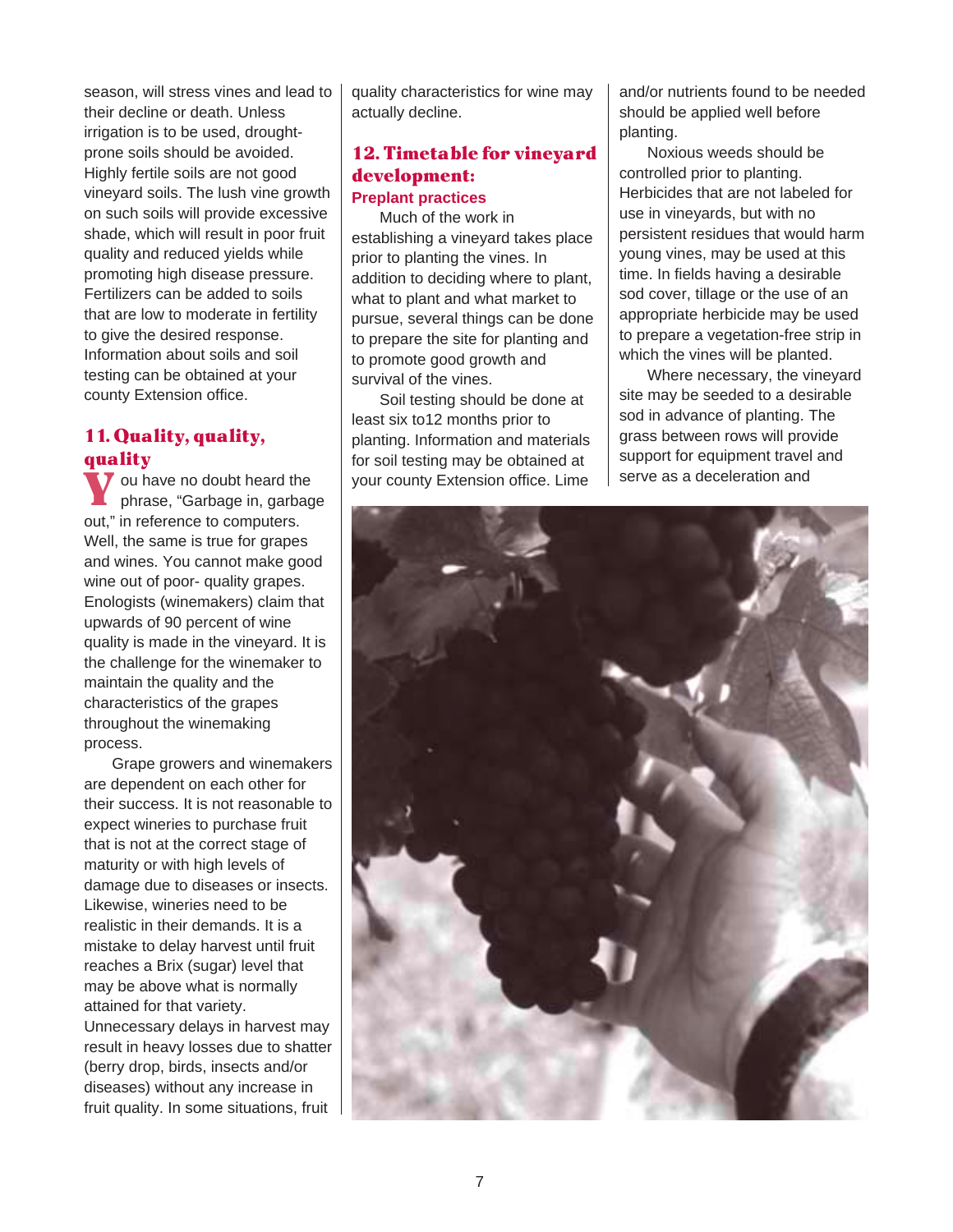season, will stress vines and lead to their decline or death. Unless irrigation is to be used, drought-prone soils should be avoided. Highly fertile soils are not good vineyard soils. The lush vine growth on such soils will provide excessive shade, which will result in poor fruit quality and reduced yields while promoting high disease pressure. Fertilizers can be added to soils that are low to moderate in fertility to give the desired response. Information about soils and soil testing can be obtained at your county Extension office.

## 11. Quality, quality, quality

You have no doubt heard the phrase, "Garbage in, garbage out," in reference to computers. Well, the same is true for grapes and wines. You cannot make good wine out of poor- quality grapes. Enologists (winemakers) claim that upwards of 90 percent of wine quality is made in the vineyard. It is the challenge for the winemaker to maintain the quality and the characteristics of the grapes throughout the winemaking process.

Grape growers and winemakers are dependent on each other for their success. It is not reasonable to expect wineries to purchase fruit that is not at the correct stage of maturity or with high levels of damage due to diseases or insects. Likewise, wineries need to be realistic in their demands. It is a mistake to delay harvest until fruit reaches a Brix (sugar) level that may be above what is normally attained for that variety. Unnecessary delays in harvest may result in heavy losses due to shatter (berry drop, birds, insects and/or diseases) without any increase in fruit quality. In some situations, fruit quality characteristics for wine may actually decline.

## 12. Timetable for vineyard development:

### Preplant practices

Much of the work in establishing a vineyard takes place prior to planting the vines. In addition to deciding where to plant, what to plant and what market to pursue, several things can be done to prepare the site for planting and to promote good growth and survival of the vines.

Soil testing should be done at least six to12 months prior to planting. Information and materials for soil testing may be obtained at your county Extension office. Lime and/or nutrients found to be needed should be applied well before planting.

Noxious weeds should be controlled prior to planting. Herbicides that are not labeled for use in vineyards, but with no persistent residues that would harm young vines, may be used at this time. In fields having a desirable sod cover, tillage or the use of an appropriate herbicide may be used to prepare a vegetation-free strip in which the vines will be planted.

Where necessary, the vineyard site may be seeded to a desirable sod in advance of planting. The grass between rows will provide support for equipment travel and serve as a deceleration and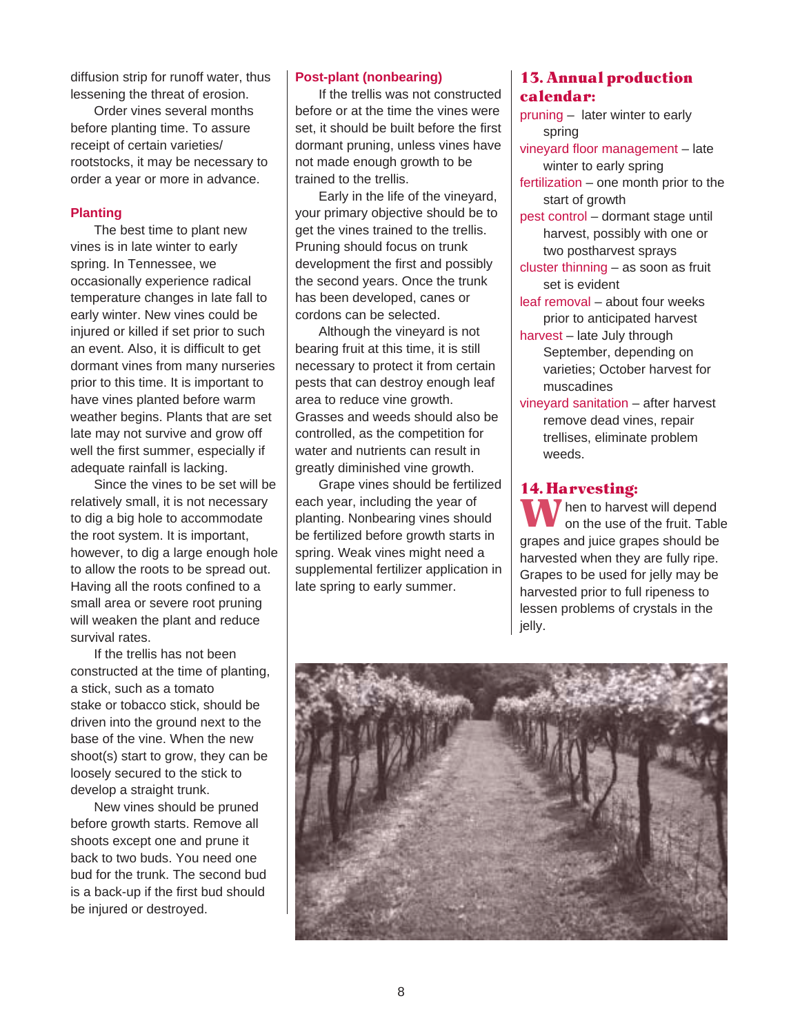diffusion strip for runoff water, thus lessening the threat of erosion.

Order vines several months before planting time. To assure receipt of certain varieties/rootstocks, it may be necessary to order a year or more in advance.

### Planting

The best time to plant new vines is in late winter to early spring. In Tennessee, we occasionally experience radical temperature changes in late fall to early winter. New vines could be injured or killed if set prior to such an event. Also, it is difficult to get dormant vines from many nurseries prior to this time. It is important to have vines planted before warm weather begins. Plants that are set late may not survive and grow off well the first summer, especially if adequate rainfall is lacking.

Since the vines to be set will be relatively small, it is not necessary to dig a big hole to accommodate the root system. It is important, however, to dig a large enough hole to allow the roots to be spread out. Having all the roots confined to a small area or severe root pruning will weaken the plant and reduce survival rates.

If the trellis has not been constructed at the time of planting, a stick, such as a tomato stake or tobacco stick, should be driven into the ground next to the base of the vine. When the new shoot(s) start to grow, they can be loosely secured to the stick to develop a straight trunk.

New vines should be pruned before growth starts. Remove all shoots except one and prune it back to two buds. You need one bud for the trunk. The second bud is a back-up if the first bud should be injured or destroyed.

### Post-plant (nonbearing)

If the trellis was not constructed before or at the time the vines were set, it should be built before the first dormant pruning, unless vines have not made enough growth to be trained to the trellis.

Early in the life of the vineyard, your primary objective should be to get the vines trained to the trellis. Pruning should focus on trunk development the first and possibly the second years. Once the trunk has been developed, canes or cordons can be selected.

Although the vineyard is not bearing fruit at this time, it is still necessary to protect it from certain pests that can destroy enough leaf area to reduce vine growth. Grasses and weeds should also be controlled, as the competition for water and nutrients can result in greatly diminished vine growth.

Grape vines should be fertilized each year, including the year of planting. Nonbearing vines should be fertilized before growth starts in spring. Weak vines might need a supplemental fertilizer application in late spring to early summer.

## 13. Annual production calendar:

- pruning – later winter to early spring
- vineyard floor management – late winter to early spring
- fertilization – one month prior to the start of growth
- pest control – dormant stage until harvest, possibly with one or two postharvest sprays
- cluster thinning – as soon as fruit set is evident
- leaf removal – about four weeks prior to anticipated harvest
- harvest – late July through September, depending on varieties; October harvest for muscadines
- vineyard sanitation – after harvest remove dead vines, repair trellises, eliminate problem weeds.

## 14. Harvesting:

When to harvest will depend on the use of the fruit. Table grapes and juice grapes should be harvested when they are fully ripe. Grapes to be used for jelly may be harvested prior to full ripeness to lessen problems of crystals in the jelly.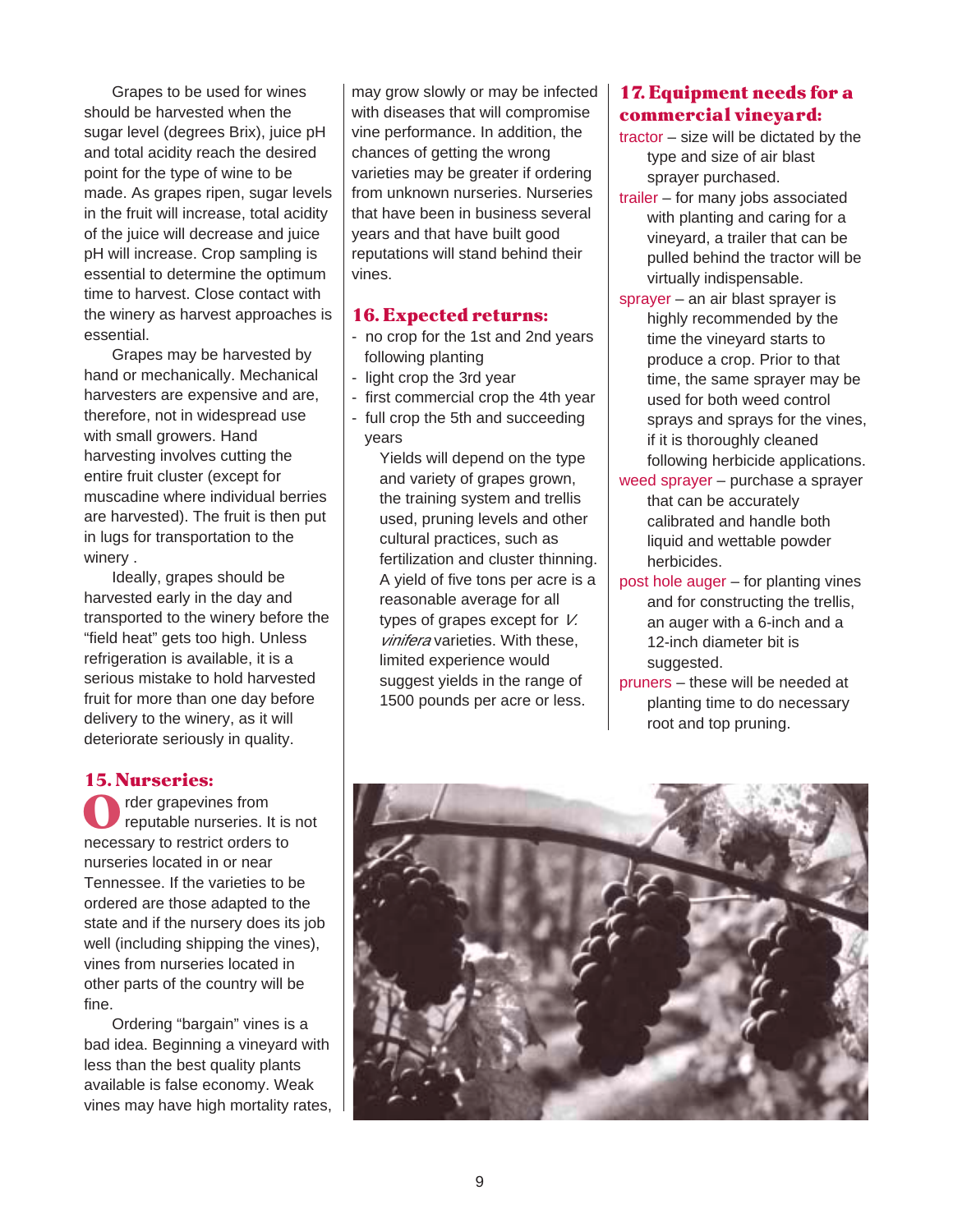Grapes to be used for wines should be harvested when the sugar level (degrees Brix), juice pH and total acidity reach the desired point for the type of wine to be made. As grapes ripen, sugar levels in the fruit will increase, total acidity of the juice will decrease and juice pH will increase. Crop sampling is essential to determine the optimum time to harvest. Close contact with the winery as harvest approaches is essential.

Grapes may be harvested by hand or mechanically. Mechanical harvesters are expensive and are, therefore, not in widespread use with small growers. Hand harvesting involves cutting the entire fruit cluster (except for muscadine where individual berries are harvested). The fruit is then put in lugs for transportation to the winery .

Ideally, grapes should be harvested early in the day and transported to the winery before the "field heat" gets too high. Unless refrigeration is available, it is a serious mistake to hold harvested fruit for more than one day before delivery to the winery, as it will deteriorate seriously in quality.

## 15. Nurseries:

Order grapevines from reputable nurseries. It is not necessary to restrict orders to nurseries located in or near Tennessee. If the varieties to be ordered are those adapted to the state and if the nursery does its job well (including shipping the vines), vines from nurseries located in other parts of the country will be fine.

Ordering "bargain" vines is a bad idea. Beginning a vineyard with less than the best quality plants available is false economy. Weak vines may have high mortality rates, may grow slowly or may be infected with diseases that will compromise vine performance. In addition, the chances of getting the wrong varieties may be greater if ordering from unknown nurseries. Nurseries that have been in business several years and that have built good reputations will stand behind their vines.

## 16. Expected returns:

- no crop for the 1st and 2nd years following planting
- light crop the 3rd year
- first commercial crop the 4th year
- full crop the 5th and succeeding years

Yields will depend on the type and variety of grapes grown, the training system and trellis used, pruning levels and other cultural practices, such as fertilization and cluster thinning. A yield of five tons per acre is a reasonable average for all types of grapes except for *V. vinifera* varieties. With these, limited experience would suggest yields in the range of 1500 pounds per acre or less.

## 17. Equipment needs for a commercial vineyard:

tractor – size will be dictated by the type and size of air blast sprayer purchased.

trailer – for many jobs associated with planting and caring for a vineyard, a trailer that can be pulled behind the tractor will be virtually indispensable.

sprayer – an air blast sprayer is highly recommended by the time the vineyard starts to produce a crop. Prior to that time, the same sprayer may be used for both weed control sprays and sprays for the vines, if it is thoroughly cleaned following herbicide applications.

weed sprayer – purchase a sprayer that can be accurately calibrated and handle both liquid and wettable powder herbicides.

post hole auger – for planting vines and for constructing the trellis, an auger with a 6-inch and a 12-inch diameter bit is suggested.

pruners – these will be needed at planting time to do necessary root and top pruning.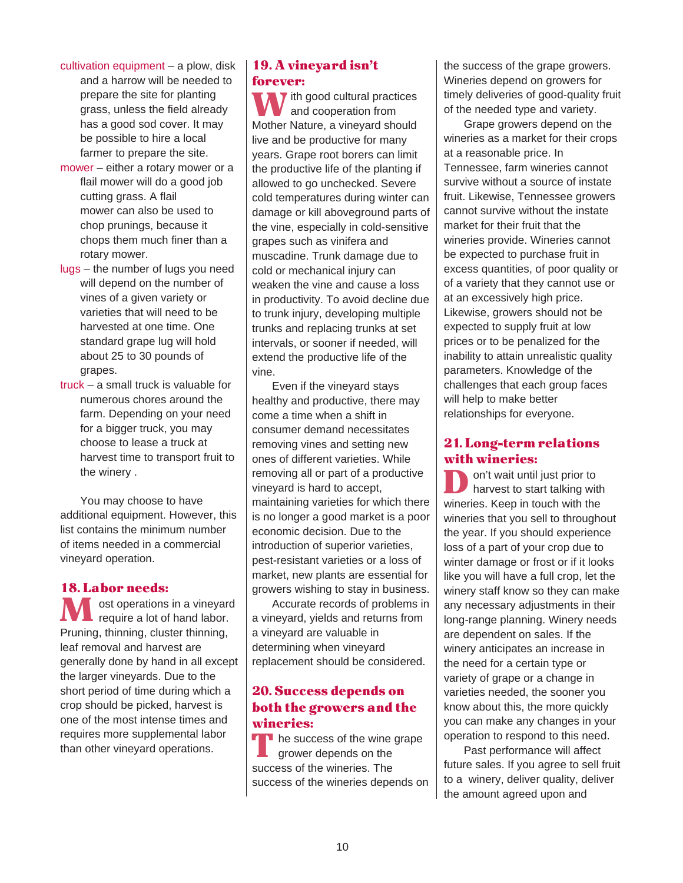**cultivation equipment** – a plow, disk and a harrow will be needed to prepare the site for planting grass, unless the field already has a good sod cover. It may be possible to hire a local farmer to prepare the site.

**mower** – either a rotary mower or a flail mower will do a good job cutting grass. A flail mower can also be used to chop prunings, because it chops them much finer than a rotary mower.

**lugs** – the number of lugs you need will depend on the number of vines of a given variety or varieties that will need to be harvested at one time. One standard grape lug will hold about 25 to 30 pounds of grapes.

**truck** – a small truck is valuable for numerous chores around the farm. Depending on your need for a bigger truck, you may choose to lease a truck at harvest time to transport fruit to the winery .

You may choose to have additional equipment. However, this list contains the minimum number of items needed in a commercial vineyard operation.

## 18. Labor needs:

Most operations in a vineyard require a lot of hand labor. Pruning, thinning, cluster thinning, leaf removal and harvest are generally done by hand in all except the larger vineyards. Due to the short period of time during which a crop should be picked, harvest is one of the most intense times and requires more supplemental labor than other vineyard operations.

## 19. A vineyard isn't forever:

With good cultural practices and cooperation from Mother Nature, a vineyard should live and be productive for many years. Grape root borers can limit the productive life of the planting if allowed to go unchecked. Severe cold temperatures during winter can damage or kill aboveground parts of the vine, especially in cold-sensitive grapes such as vinifera and muscadine. Trunk damage due to cold or mechanical injury can weaken the vine and cause a loss in productivity. To avoid decline due to trunk injury, developing multiple trunks and replacing trunks at set intervals, or sooner if needed, will extend the productive life of the vine.

Even if the vineyard stays healthy and productive, there may come a time when a shift in consumer demand necessitates removing vines and setting new ones of different varieties. While removing all or part of a productive vineyard is hard to accept, maintaining varieties for which there is no longer a good market is a poor economic decision. Due to the introduction of superior varieties, pest-resistant varieties or a loss of market, new plants are essential for growers wishing to stay in business.

Accurate records of problems in a vineyard, yields and returns from a vineyard are valuable in determining when vineyard replacement should be considered.

## 20. Success depends on both the growers and the wineries:

The success of the wine grape grower depends on the success of the wineries. The success of the wineries depends on the success of the grape growers. Wineries depend on growers for timely deliveries of good-quality fruit of the needed type and variety.

Grape growers depend on the wineries as a market for their crops at a reasonable price. In Tennessee, farm wineries cannot survive without a source of instate fruit. Likewise, Tennessee growers cannot survive without the instate market for their fruit that the wineries provide. Wineries cannot be expected to purchase fruit in excess quantities, of poor quality or of a variety that they cannot use or at an excessively high price. Likewise, growers should not be expected to supply fruit at low prices or to be penalized for the inability to attain unrealistic quality parameters. Knowledge of the challenges that each group faces will help to make better relationships for everyone.

## 21. Long-term relations with wineries:

Don't wait until just prior to harvest to start talking with wineries. Keep in touch with the wineries that you sell to throughout the year. If you should experience loss of a part of your crop due to winter damage or frost or if it looks like you will have a full crop, let the winery staff know so they can make any necessary adjustments in their long-range planning. Winery needs are dependent on sales. If the winery anticipates an increase in the need for a certain type or variety of grape or a change in varieties needed, the sooner you know about this, the more quickly you can make any changes in your operation to respond to this need.

Past performance will affect future sales. If you agree to sell fruit to a winery, deliver quality, deliver the amount agreed upon and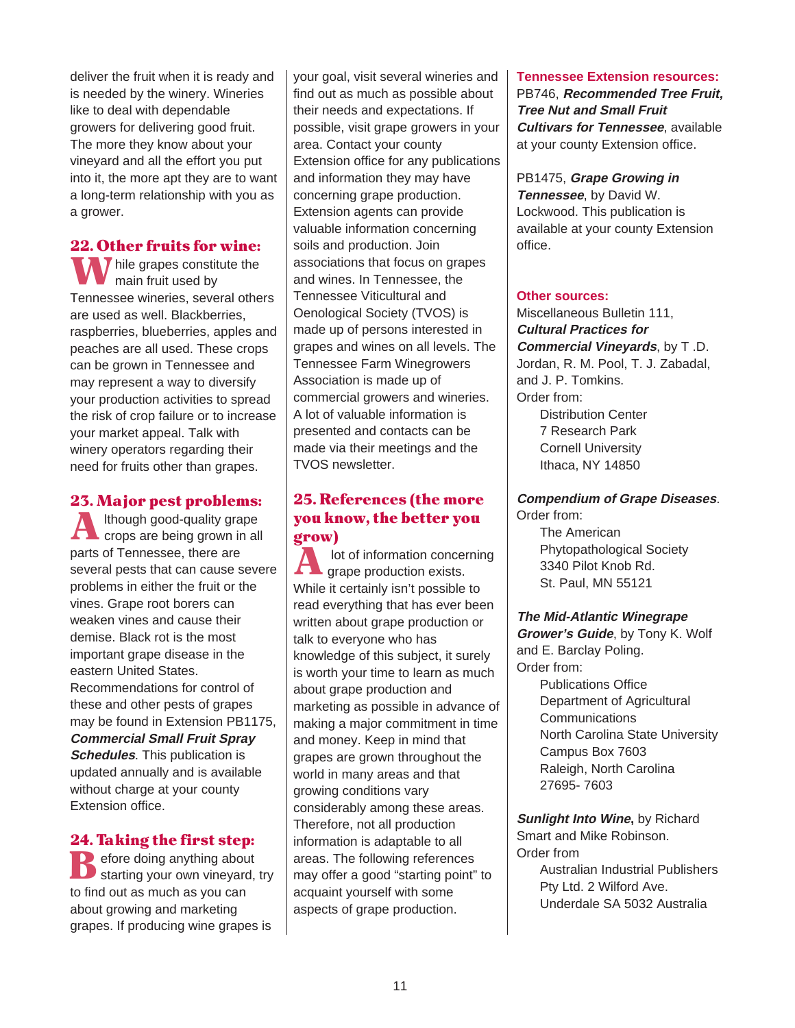deliver the fruit when it is ready and is needed by the winery. Wineries like to deal with dependable growers for delivering good fruit. The more they know about your vineyard and all the effort you put into it, the more apt they are to want a long-term relationship with you as a grower.

## 22. Other fruits for wine:

While grapes constitute the main fruit used by Tennessee wineries, several others are used as well. Blackberries, raspberries, blueberries, apples and peaches are all used. These crops can be grown in Tennessee and may represent a way to diversify your production activities to spread the risk of crop failure or to increase your market appeal. Talk with winery operators regarding their need for fruits other than grapes.

## 23. Major pest problems:

Although good-quality grape crops are being grown in all parts of Tennessee, there are several pests that can cause severe problems in either the fruit or the vines. Grape root borers can weaken vines and cause their demise. Black rot is the most important grape disease in the eastern United States. Recommendations for control of these and other pests of grapes may be found in Extension PB1175, ***Commercial Small Fruit Spray Schedules***. This publication is updated annually and is available without charge at your county Extension office.

## 24. Taking the first step:

Before doing anything about starting your own vineyard, try to find out as much as you can about growing and marketing grapes. If producing wine grapes is your goal, visit several wineries and find out as much as possible about their needs and expectations. If possible, visit grape growers in your area. Contact your county Extension office for any publications and information they may have concerning grape production. Extension agents can provide valuable information concerning soils and production. Join associations that focus on grapes and wines. In Tennessee, the Tennessee Viticultural and Oenological Society (TVOS) is made up of persons interested in grapes and wines on all levels. The Tennessee Farm Winegrowers Association is made up of commercial growers and wineries. A lot of valuable information is presented and contacts can be made via their meetings and the TVOS newsletter.

## 25. References (the more you know, the better you grow)

A lot of information concerning grape production exists. While it certainly isn't possible to read everything that has ever been written about grape production or talk to everyone who has knowledge of this subject, it surely is worth your time to learn as much about grape production and marketing as possible in advance of making a major commitment in time and money. Keep in mind that grapes are grown throughout the world in many areas and that growing conditions vary considerably among these areas. Therefore, not all production information is adaptable to all areas. The following references may offer a good "starting point" to acquaint yourself with some aspects of grape production.

### Tennessee Extension resources:

PB746, ***Recommended Tree Fruit, Tree Nut and Small Fruit Cultivars for Tennessee***, available at your county Extension office.

PB1475, ***Grape Growing in Tennessee***, by David W. Lockwood. This publication is available at your county Extension office.

### Other sources:

Miscellaneous Bulletin 111, ***Cultural Practices for Commercial Vineyards***, by T .D. Jordan, R. M. Pool, T. J. Zabadal, and J. P. Tomkins.
Order from:
Distribution Center
7 Research Park
Cornell University
Ithaca, NY 14850

***Compendium of Grape Diseases***.
Order from:
The American Phytopathological Society
3340 Pilot Knob Rd.
St. Paul, MN 55121

***The Mid-Atlantic Winegrape Grower's Guide***, by Tony K. Wolf and E. Barclay Poling.
Order from:
Publications Office
Department of Agricultural Communications
North Carolina State University
Campus Box 7603
Raleigh, North Carolina 27695- 7603

***Sunlight Into Wine*****,** by Richard Smart and Mike Robinson.
Order from
Australian Industrial Publishers Pty Ltd. 2 Wilford Ave.
Underdale SA 5032 Australia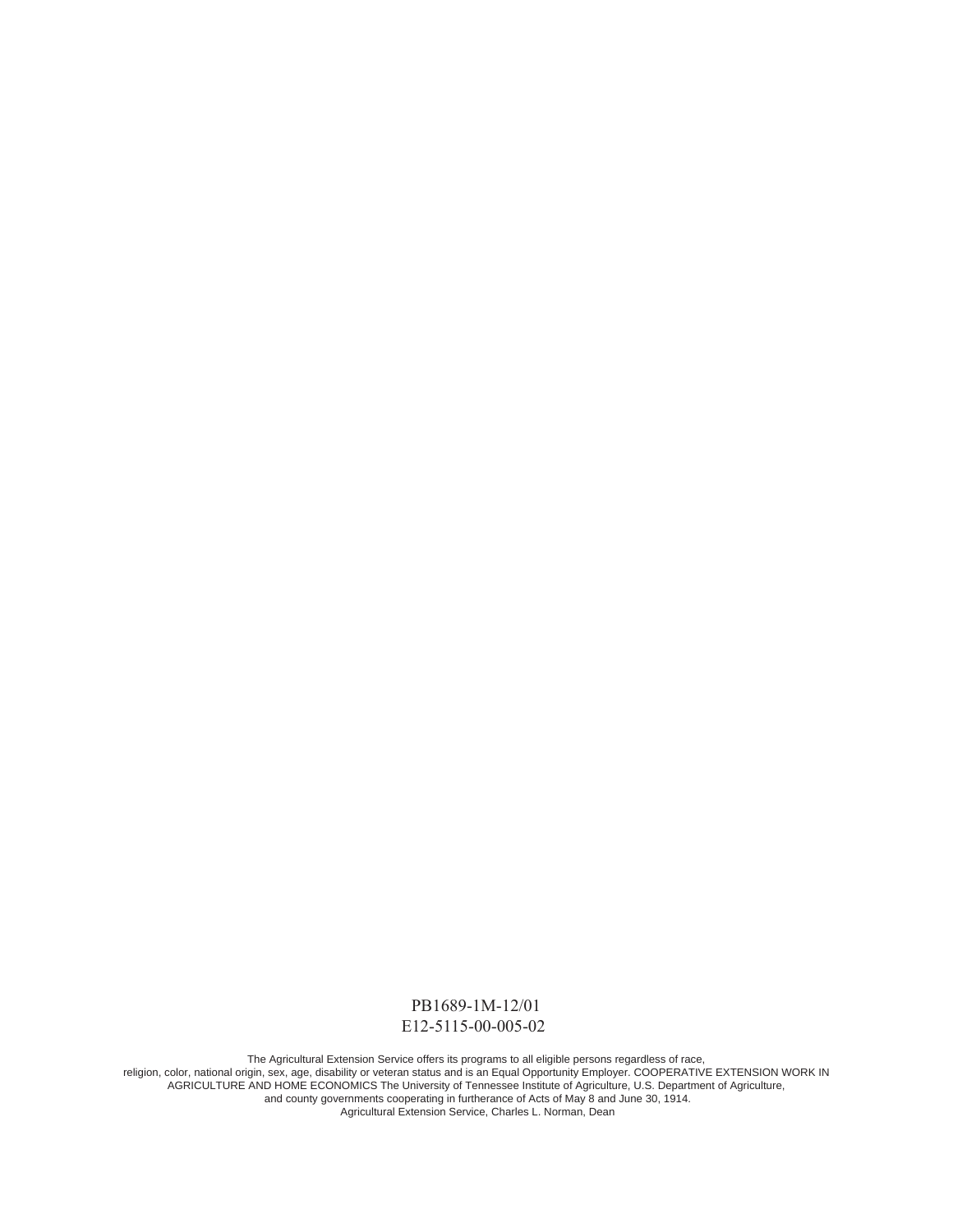PB1689-1M-12/01
E12-5115-00-005-02

The Agricultural Extension Service offers its programs to all eligible persons regardless of race, religion, color, national origin, sex, age, disability or veteran status and is an Equal Opportunity Employer. COOPERATIVE EXTENSION WORK IN AGRICULTURE AND HOME ECONOMICS The University of Tennessee Institute of Agriculture, U.S. Department of Agriculture, and county governments cooperating in furtherance of Acts of May 8 and June 30, 1914.
Agricultural Extension Service, Charles L. Norman, Dean